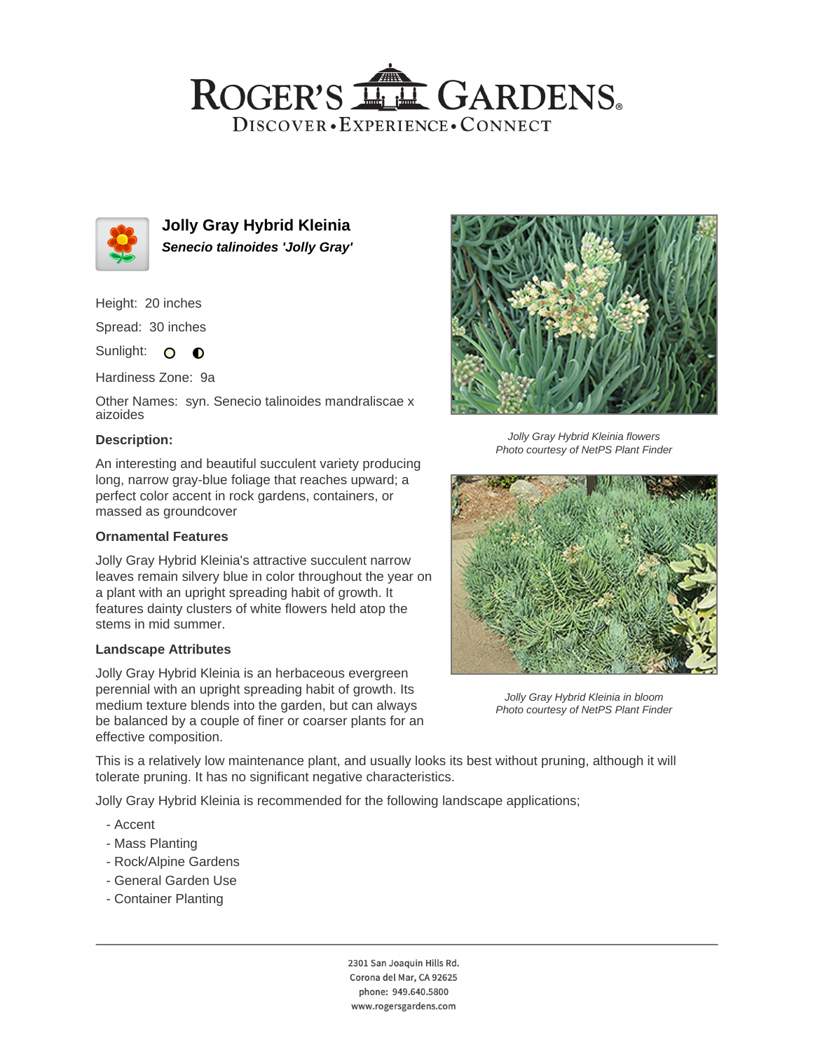# ROGER'S GARDENS

DISCOVER • EXPERIENCE • CONNECT

## Jolly Gray Hybrid Kleinia

***Senecio talinoides 'Jolly Gray'***

Height: 20 inches

Spread: 30 inches

Sunlight:

Hardiness Zone: 9a

Other Names: syn. Senecio talinoides mandraliscae x aizoides

### Description:

An interesting and beautiful succulent variety producing long, narrow gray-blue foliage that reaches upward; a perfect color accent in rock gardens, containers, or massed as groundcover

### Ornamental Features

Jolly Gray Hybrid Kleinia's attractive succulent narrow leaves remain silvery blue in color throughout the year on a plant with an upright spreading habit of growth. It features dainty clusters of white flowers held atop the stems in mid summer.

### Landscape Attributes

Jolly Gray Hybrid Kleinia is an herbaceous evergreen perennial with an upright spreading habit of growth. Its medium texture blends into the garden, but can always be balanced by a couple of finer or coarser plants for an effective composition.

This is a relatively low maintenance plant, and usually looks its best without pruning, although it will tolerate pruning. It has no significant negative characteristics.

Jolly Gray Hybrid Kleinia is recommended for the following landscape applications;

- Accent
- Mass Planting
- Rock/Alpine Gardens
- General Garden Use
- Container Planting

*Jolly Gray Hybrid Kleinia flowers*
*Photo courtesy of NetPS Plant Finder*

*Jolly Gray Hybrid Kleinia in bloom*
*Photo courtesy of NetPS Plant Finder*

2301 San Joaquin Hills Rd.
Corona del Mar, CA 92625
phone: 949.640.5800
www.rogersgardens.com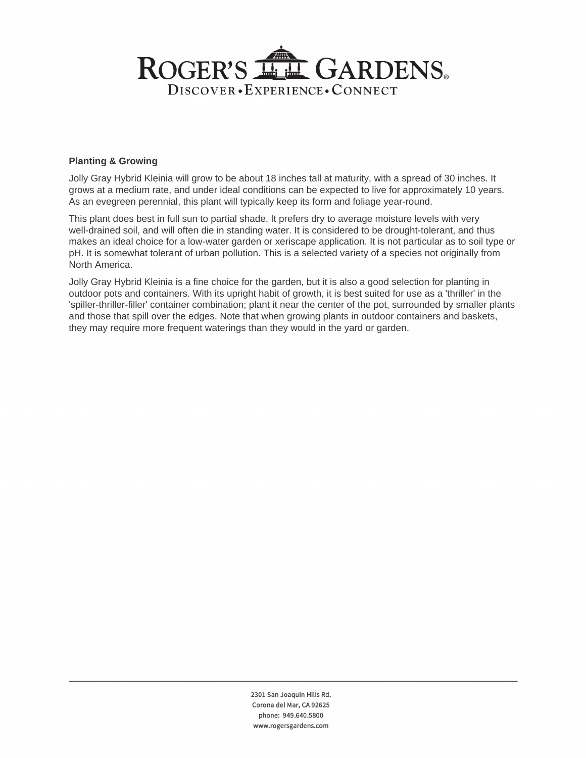### Planting & Growing

Jolly Gray Hybrid Kleinia will grow to be about 18 inches tall at maturity, with a spread of 30 inches. It grows at a medium rate, and under ideal conditions can be expected to live for approximately 10 years. As an evegreen perennial, this plant will typically keep its form and foliage year-round.

This plant does best in full sun to partial shade. It prefers dry to average moisture levels with very well-drained soil, and will often die in standing water. It is considered to be drought-tolerant, and thus makes an ideal choice for a low-water garden or xeriscape application. It is not particular as to soil type or pH. It is somewhat tolerant of urban pollution. This is a selected variety of a species not originally from North America.

Jolly Gray Hybrid Kleinia is a fine choice for the garden, but it is also a good selection for planting in outdoor pots and containers. With its upright habit of growth, it is best suited for use as a 'thriller' in the 'spiller-thriller-filler' container combination; plant it near the center of the pot, surrounded by smaller plants and those that spill over the edges. Note that when growing plants in outdoor containers and baskets, they may require more frequent waterings than they would in the yard or garden.